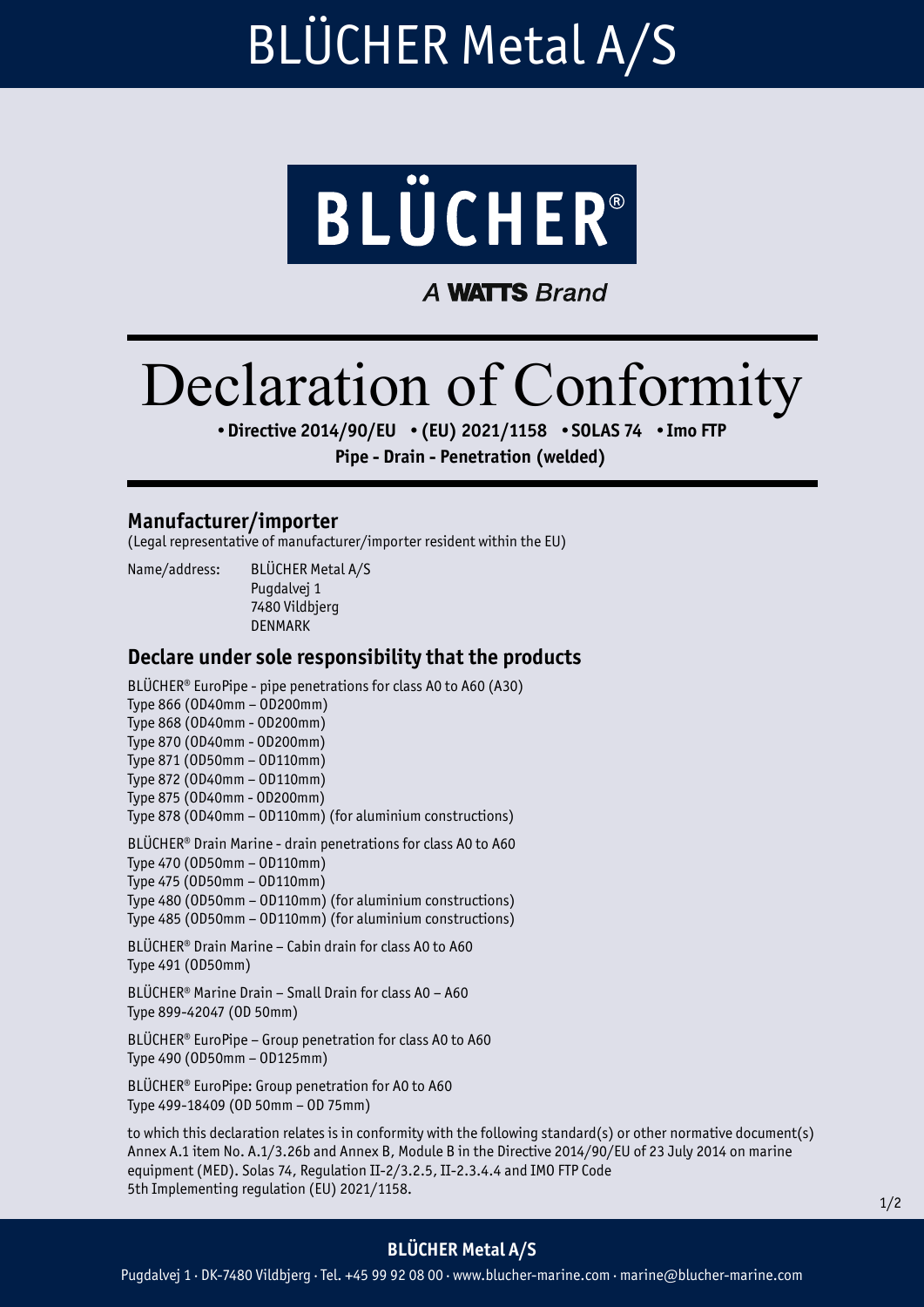# BLÜCHER Metal A/S

BLÜCHER®

A WATTS Brand

# Declaration of Conformity

**• Directive 2014/90/EU • (EU) 2021/1158 • SOLAS 74 • Imo FTP**

**Pipe - Drain - Penetration (welded)**

## Manufacturer/importer

(Legal representative of manufacturer/importer resident within the EU)

Name/address: BLÜCHER Metal A/S
Pugdalvej 1
7480 Vildbjerg
DENMARK

## Declare under sole responsibility that the products

BLÜCHER® EuroPipe - pipe penetrations for class A0 to A60 (A30)
Type 866 (OD40mm – OD200mm)
Type 868 (OD40mm - OD200mm)
Type 870 (OD40mm - OD200mm)
Type 871 (OD50mm – OD110mm)
Type 872 (OD40mm – OD110mm)
Type 875 (OD40mm - OD200mm)
Type 878 (OD40mm – OD110mm) (for aluminium constructions)

BLÜCHER® Drain Marine - drain penetrations for class A0 to A60
Type 470 (OD50mm – OD110mm)
Type 475 (OD50mm – OD110mm)
Type 480 (OD50mm – OD110mm) (for aluminium constructions)
Type 485 (OD50mm – OD110mm) (for aluminium constructions)

BLÜCHER® Drain Marine – Cabin drain for class A0 to A60
Type 491 (OD50mm)

BLÜCHER® Marine Drain – Small Drain for class A0 – A60
Type 899-42047 (OD 50mm)

BLÜCHER® EuroPipe – Group penetration for class A0 to A60
Type 490 (OD50mm – OD125mm)

BLÜCHER® EuroPipe: Group penetration for A0 to A60
Type 499-18409 (OD 50mm – OD 75mm)

to which this declaration relates is in conformity with the following standard(s) or other normative document(s) Annex A.1 item No. A.1/3.26b and Annex B, Module B in the Directive 2014/90/EU of 23 July 2014 on marine equipment (MED). Solas 74, Regulation II-2/3.2.5, II-2.3.4.4 and IMO FTP Code
5th Implementing regulation (EU) 2021/1158.

**BLÜCHER Metal A/S**

Pugdalvej 1 · DK-7480 Vildbjerg · Tel. +45 99 92 08 00 · www.blucher-marine.com · marine@blucher-marine.com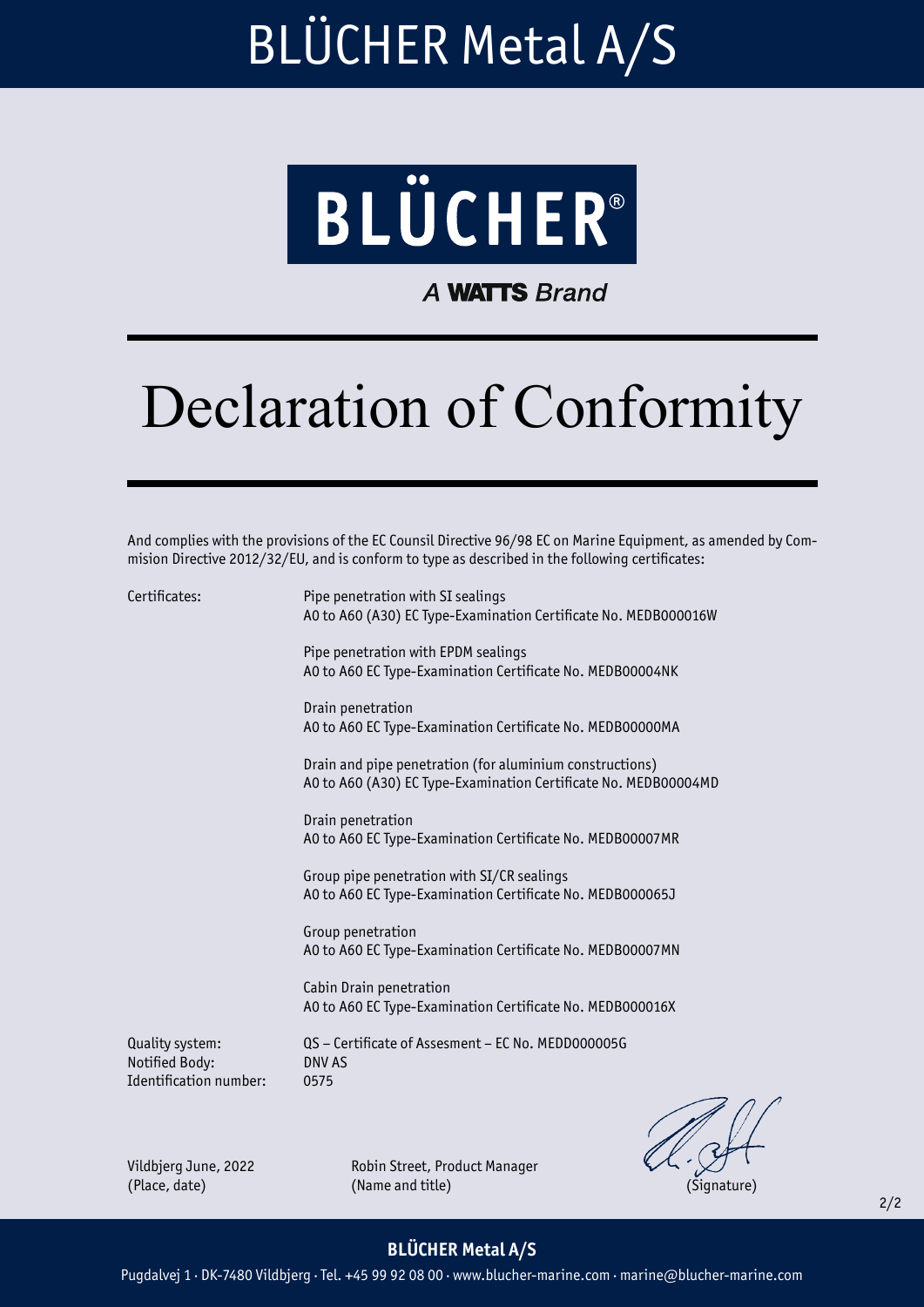# Declaration of Conformity

And complies with the provisions of the EC Counsil Directive 96/98 EC on Marine Equipment, as amended by Commision Directive 2012/32/EU, and is conform to type as described in the following certificates:

| | |
|---|---|
| Certificates: | Pipe penetration with SI sealings<br>A0 to A60 (A30) EC Type-Examination Certificate No. MEDB000016W |
| | Pipe penetration with EPDM sealings<br>A0 to A60 EC Type-Examination Certificate No. MEDB00004NK |
| | Drain penetration<br>A0 to A60 EC Type-Examination Certificate No. MEDB00000MA |
| | Drain and pipe penetration (for aluminium constructions)<br>A0 to A60 (A30) EC Type-Examination Certificate No. MEDB00004MD |
| | Drain penetration<br>A0 to A60 EC Type-Examination Certificate No. MEDB00007MR |
| | Group pipe penetration with SI/CR sealings<br>A0 to A60 EC Type-Examination Certificate No. MEDB000065J |
| | Group penetration<br>A0 to A60 EC Type-Examination Certificate No. MEDB00007MN |
| | Cabin Drain penetration<br>A0 to A60 EC Type-Examination Certificate No. MEDB000016X |
| Quality system: | QS – Certificate of Assesment – EC No. MEDD000005G |
| Notified Body: | DNV AS |
| Identification number: | 0575 |

| | | |
|---|---|---|
| Vildbjerg June, 2022 | Robin Street, Product Manager | |
| (Place, date) | (Name and title) | (Signature) |

**BLÜCHER Metal A/S**

Pugdalvej 1 · DK-7480 Vildbjerg · Tel. +45 99 92 08 00 · www.blucher-marine.com · marine@blucher-marine.com